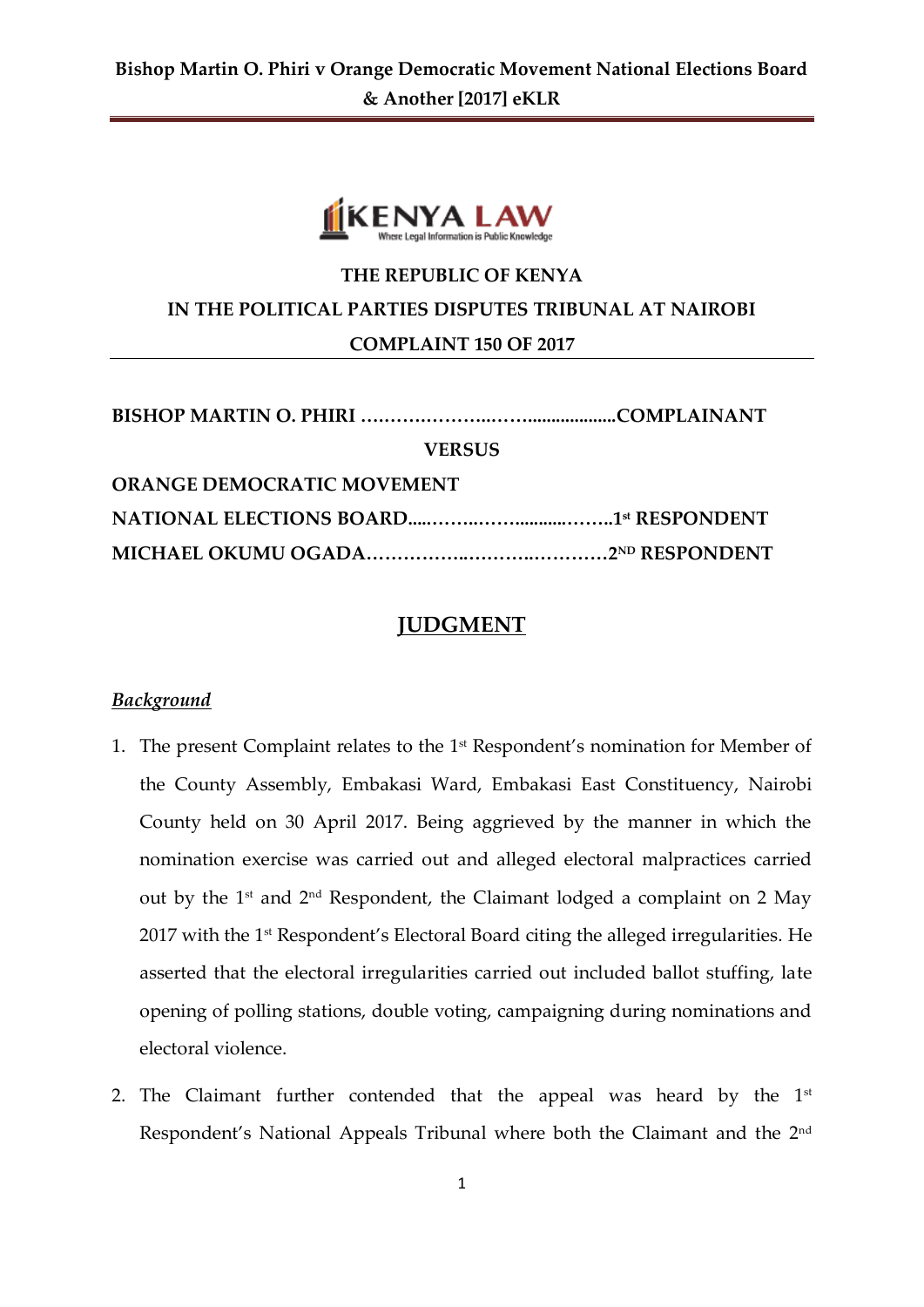THE REPUBLIC OF KENYA

IN THE POLITICAL PARTIES DISPUTES TRIBUNAL AT NAIROBI

COMPLAINT 150 OF 2017

**BISHOP MARTIN O. PHIRI ………………..……...................COMPLAINANT**

**VERSUS**

**ORANGE DEMOCRATIC MOVEMENT**

**NATIONAL ELECTIONS BOARD.....……..…….........……..1st RESPONDENT**

**MICHAEL OKUMU OGADA……………..………..…………2ND RESPONDENT**

# JUDGMENT

## *Background*

1. The present Complaint relates to the 1st Respondent's nomination for Member of the County Assembly, Embakasi Ward, Embakasi East Constituency, Nairobi County held on 30 April 2017. Being aggrieved by the manner in which the nomination exercise was carried out and alleged electoral malpractices carried out by the 1st and 2nd Respondent, the Claimant lodged a complaint on 2 May 2017 with the 1st Respondent's Electoral Board citing the alleged irregularities. He asserted that the electoral irregularities carried out included ballot stuffing, late opening of polling stations, double voting, campaigning during nominations and electoral violence.

2. The Claimant further contended that the appeal was heard by the 1st Respondent's National Appeals Tribunal where both the Claimant and the 2nd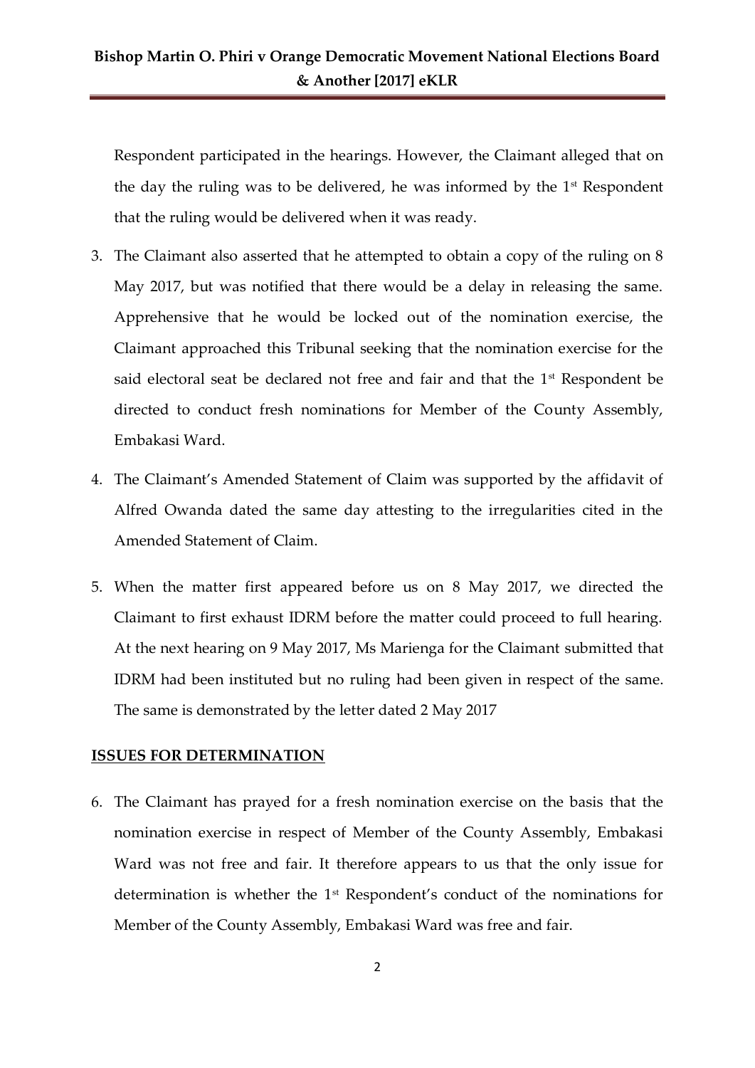Respondent participated in the hearings. However, the Claimant alleged that on the day the ruling was to be delivered, he was informed by the 1st Respondent that the ruling would be delivered when it was ready.

3. The Claimant also asserted that he attempted to obtain a copy of the ruling on 8 May 2017, but was notified that there would be a delay in releasing the same. Apprehensive that he would be locked out of the nomination exercise, the Claimant approached this Tribunal seeking that the nomination exercise for the said electoral seat be declared not free and fair and that the 1st Respondent be directed to conduct fresh nominations for Member of the County Assembly, Embakasi Ward.

4. The Claimant's Amended Statement of Claim was supported by the affidavit of Alfred Owanda dated the same day attesting to the irregularities cited in the Amended Statement of Claim.

5. When the matter first appeared before us on 8 May 2017, we directed the Claimant to first exhaust IDRM before the matter could proceed to full hearing. At the next hearing on 9 May 2017, Ms Marienga for the Claimant submitted that IDRM had been instituted but no ruling had been given in respect of the same. The same is demonstrated by the letter dated 2 May 2017

**ISSUES FOR DETERMINATION**

6. The Claimant has prayed for a fresh nomination exercise on the basis that the nomination exercise in respect of Member of the County Assembly, Embakasi Ward was not free and fair. It therefore appears to us that the only issue for determination is whether the 1st Respondent's conduct of the nominations for Member of the County Assembly, Embakasi Ward was free and fair.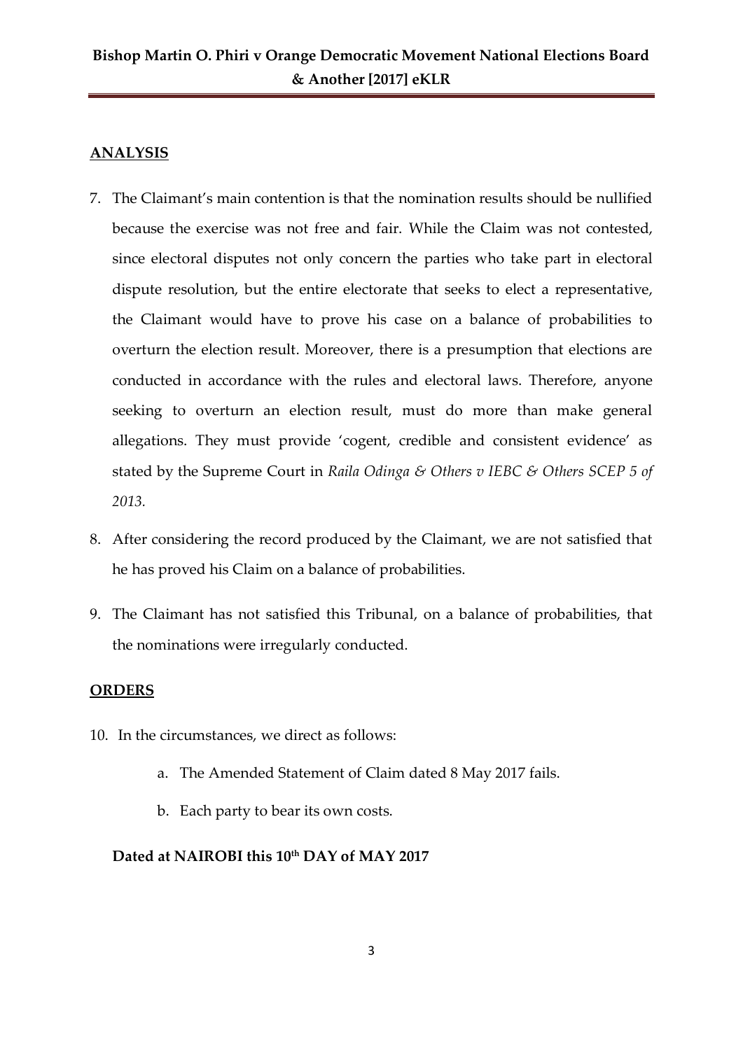## ANALYSIS

7. The Claimant's main contention is that the nomination results should be nullified because the exercise was not free and fair. While the Claim was not contested, since electoral disputes not only concern the parties who take part in electoral dispute resolution, but the entire electorate that seeks to elect a representative, the Claimant would have to prove his case on a balance of probabilities to overturn the election result. Moreover, there is a presumption that elections are conducted in accordance with the rules and electoral laws. Therefore, anyone seeking to overturn an election result, must do more than make general allegations. They must provide 'cogent, credible and consistent evidence' as stated by the Supreme Court in *Raila Odinga & Others v IEBC & Others SCEP 5 of 2013.*

8. After considering the record produced by the Claimant, we are not satisfied that he has proved his Claim on a balance of probabilities.

9. The Claimant has not satisfied this Tribunal, on a balance of probabilities, that the nominations were irregularly conducted.

## ORDERS

10. In the circumstances, we direct as follows:

    a. The Amended Statement of Claim dated 8 May 2017 fails.

    b. Each party to bear its own costs.

**Dated at NAIROBI this 10th DAY of MAY 2017**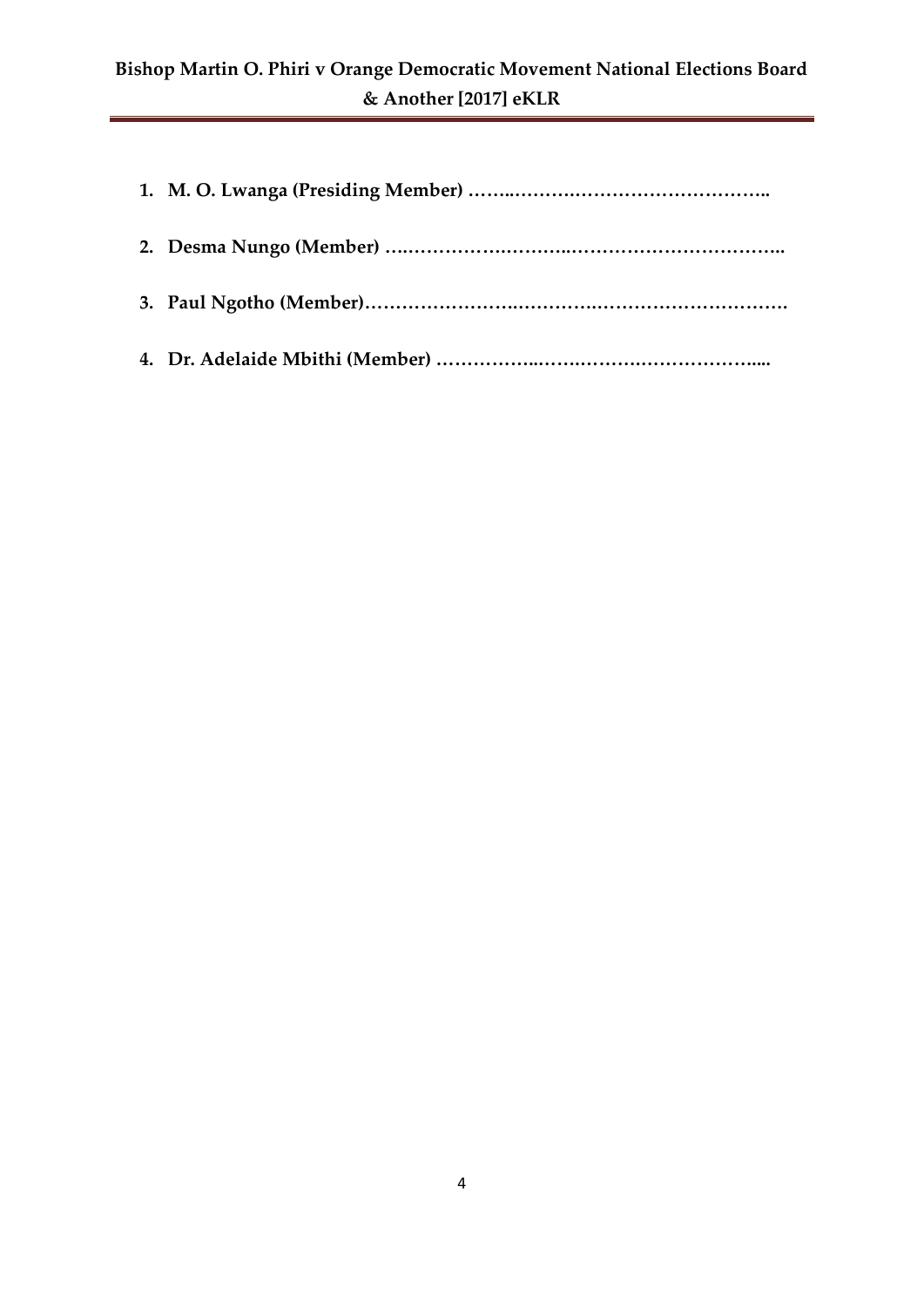1. **M. O. Lwanga (Presiding Member) ……..……….……………………………..**
2. **Desma Nungo (Member) ….…………….……….……………………………..**
3. **Paul Ngotho (Member)…………………….……….……………………………….**
4. **Dr. Adelaide Mbithi (Member) ……………..…….……….………………......**